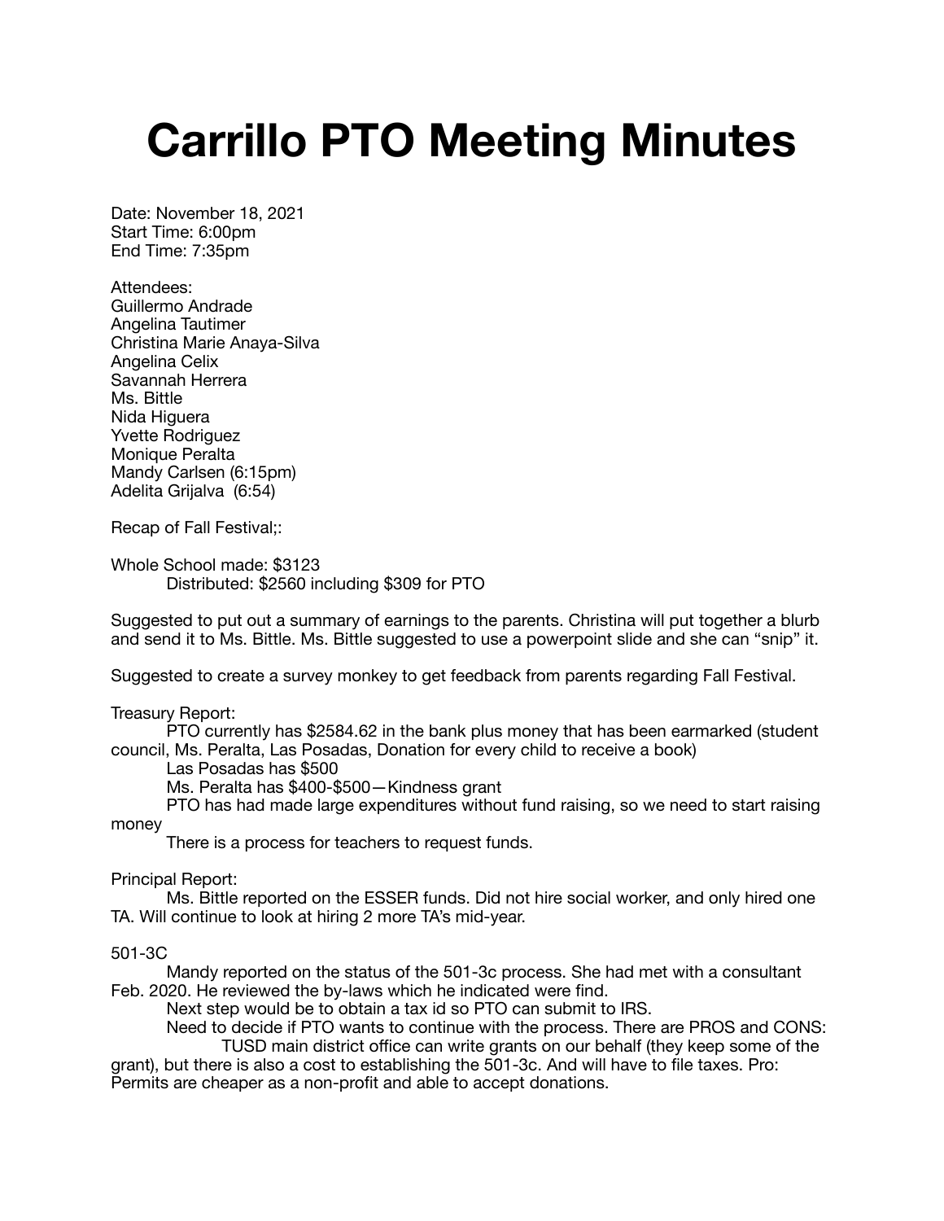# Carrillo PTO Meeting Minutes

Date: November 18, 2021
Start Time: 6:00pm
End Time: 7:35pm

Attendees:
Guillermo Andrade
Angelina Tautimer
Christina Marie Anaya-Silva
Angelina Celix
Savannah Herrera
Ms. Bittle
Nida Higuera
Yvette Rodriguez
Monique Peralta
Mandy Carlsen (6:15pm)
Adelita Grijalva (6:54)

Recap of Fall Festival;:

Whole School made: $3123
    Distributed: $2560 including $309 for PTO

Suggested to put out a summary of earnings to the parents. Christina will put together a blurb and send it to Ms. Bittle. Ms. Bittle suggested to use a powerpoint slide and she can "snip" it.

Suggested to create a survey monkey to get feedback from parents regarding Fall Festival.

Treasury Report:
    PTO currently has $2584.62 in the bank plus money that has been earmarked (student council, Ms. Peralta, Las Posadas, Donation for every child to receive a book)
    Las Posadas has $500
    Ms. Peralta has $400-$500—Kindness grant
    PTO has had made large expenditures without fund raising, so we need to start raising money
    There is a process for teachers to request funds.

Principal Report:
    Ms. Bittle reported on the ESSER funds. Did not hire social worker, and only hired one TA. Will continue to look at hiring 2 more TA's mid-year.

501-3C
    Mandy reported on the status of the 501-3c process. She had met with a consultant Feb. 2020. He reviewed the by-laws which he indicated were find.
    Next step would be to obtain a tax id so PTO can submit to IRS.
    Need to decide if PTO wants to continue with the process. There are PROS and CONS:
        TUSD main district office can write grants on our behalf (they keep some of the grant), but there is also a cost to establishing the 501-3c. And will have to file taxes. Pro: Permits are cheaper as a non-profit and able to accept donations.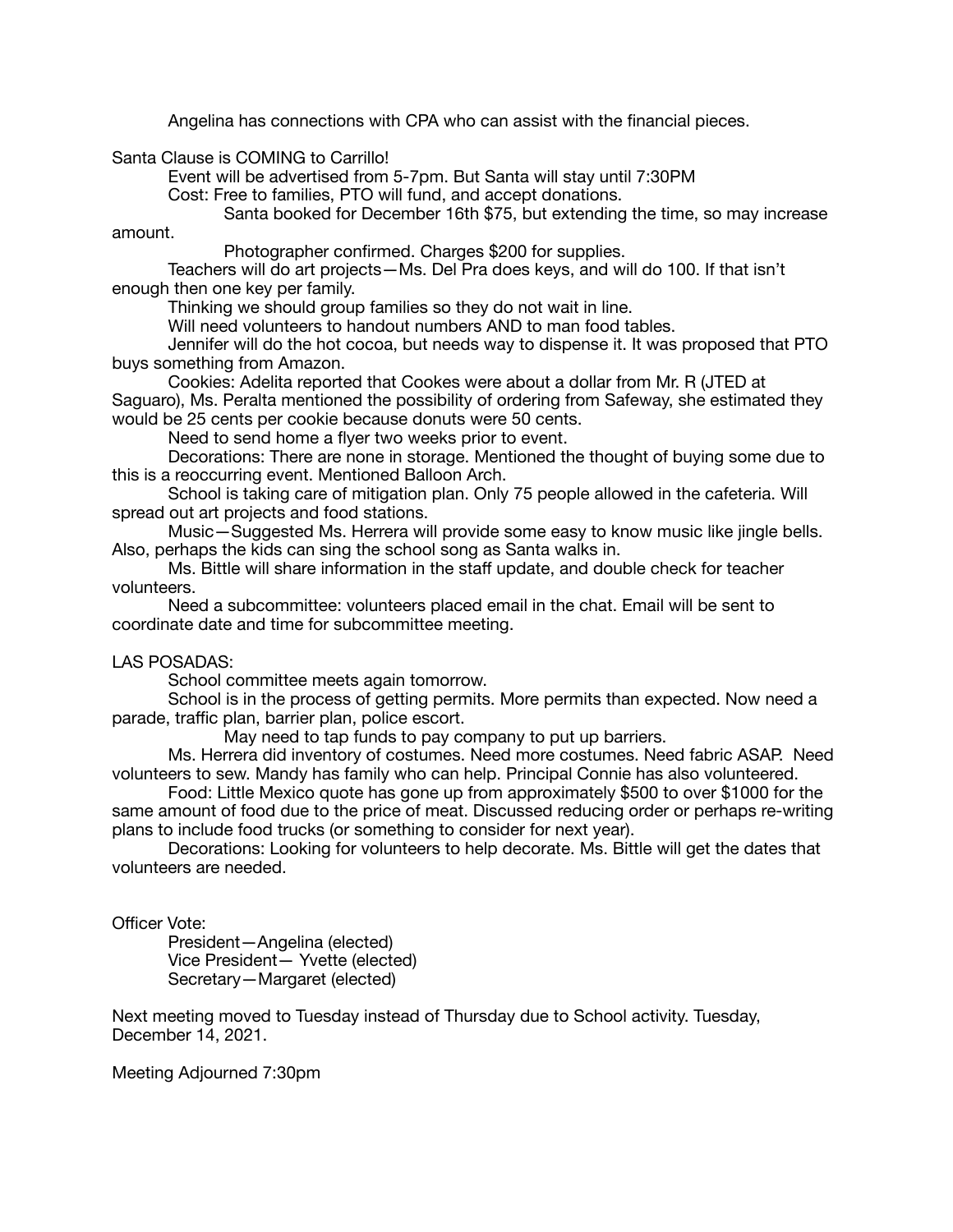Angelina has connections with CPA who can assist with the financial pieces.

Santa Clause is COMING to Carrillo!

Event will be advertised from 5-7pm. But Santa will stay until 7:30PM

Cost: Free to families, PTO will fund, and accept donations.

Santa booked for December 16th $75, but extending the time, so may increase amount.

Photographer confirmed. Charges $200 for supplies.

Teachers will do art projects—Ms. Del Pra does keys, and will do 100. If that isn't enough then one key per family.

Thinking we should group families so they do not wait in line.

Will need volunteers to handout numbers AND to man food tables.

Jennifer will do the hot cocoa, but needs way to dispense it. It was proposed that PTO buys something from Amazon.

Cookies: Adelita reported that Cookes were about a dollar from Mr. R (JTED at Saguaro), Ms. Peralta mentioned the possibility of ordering from Safeway, she estimated they would be 25 cents per cookie because donuts were 50 cents.

Need to send home a flyer two weeks prior to event.

Decorations: There are none in storage. Mentioned the thought of buying some due to this is a reoccurring event. Mentioned Balloon Arch.

School is taking care of mitigation plan. Only 75 people allowed in the cafeteria. Will spread out art projects and food stations.

Music—Suggested Ms. Herrera will provide some easy to know music like jingle bells. Also, perhaps the kids can sing the school song as Santa walks in.

Ms. Bittle will share information in the staff update, and double check for teacher volunteers.

Need a subcommittee: volunteers placed email in the chat. Email will be sent to coordinate date and time for subcommittee meeting.

LAS POSADAS:

School committee meets again tomorrow.

School is in the process of getting permits. More permits than expected. Now need a parade, traffic plan, barrier plan, police escort.

May need to tap funds to pay company to put up barriers.

Ms. Herrera did inventory of costumes. Need more costumes. Need fabric ASAP. Need volunteers to sew. Mandy has family who can help. Principal Connie has also volunteered.

Food: Little Mexico quote has gone up from approximately $500 to over $1000 for the same amount of food due to the price of meat. Discussed reducing order or perhaps re-writing plans to include food trucks (or something to consider for next year).

Decorations: Looking for volunteers to help decorate. Ms. Bittle will get the dates that volunteers are needed.

Officer Vote:

President—Angelina (elected)
Vice President— Yvette (elected)
Secretary—Margaret (elected)

Next meeting moved to Tuesday instead of Thursday due to School activity. Tuesday, December 14, 2021.

Meeting Adjourned 7:30pm